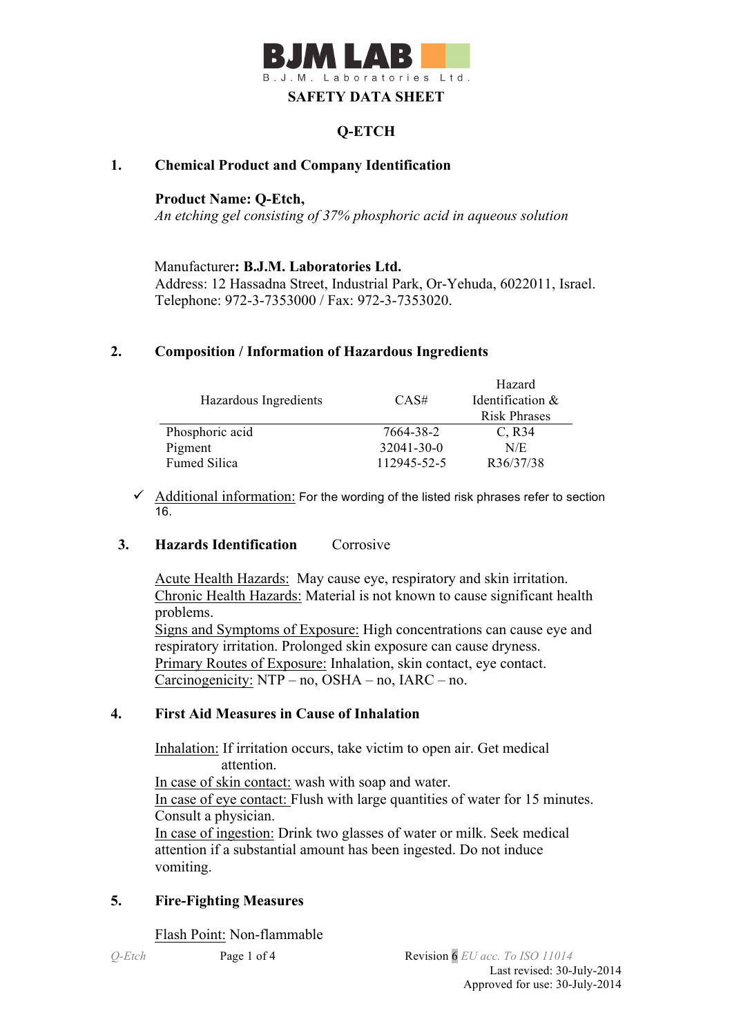BJM LAB
B.J.M. Laboratories Ltd.

# SAFETY DATA SHEET

## Q-ETCH

## 1. Chemical Product and Company Identification

**Product Name: Q-Etch,**
*An etching gel consisting of 37% phosphoric acid in aqueous solution*

Manufacturer**: B.J.M. Laboratories Ltd.**
Address: 12 Hassadna Street, Industrial Park, Or-Yehuda, 6022011, Israel.
Telephone: 972-3-7353000 / Fax: 972-3-7353020.

## 2. Composition / Information of Hazardous Ingredients

| Hazardous Ingredients | CAS# | Hazard Identification & Risk Phrases |
|---|---|---|
| Phosphoric acid | 7664-38-2 | C, R34 |
| Pigment | 32041-30-0 | N/E |
| Fumed Silica | 112945-52-5 | R36/37/38 |

- ✓ Additional information: For the wording of the listed risk phrases refer to section 16.

## 3. Hazards Identification Corrosive

Acute Health Hazards: May cause eye, respiratory and skin irritation.
Chronic Health Hazards: Material is not known to cause significant health problems.
Signs and Symptoms of Exposure: High concentrations can cause eye and respiratory irritation. Prolonged skin exposure can cause dryness.
Primary Routes of Exposure: Inhalation, skin contact, eye contact.
Carcinogenicity: NTP – no, OSHA – no, IARC – no.

## 4. First Aid Measures in Cause of Inhalation

Inhalation: If irritation occurs, take victim to open air. Get medical attention.
In case of skin contact: wash with soap and water.
In case of eye contact: Flush with large quantities of water for 15 minutes. Consult a physician.
In case of ingestion: Drink two glasses of water or milk. Seek medical attention if a substantial amount has been ingested. Do not induce vomiting.

## 5. Fire-Fighting Measures

Flash Point: Non-flammable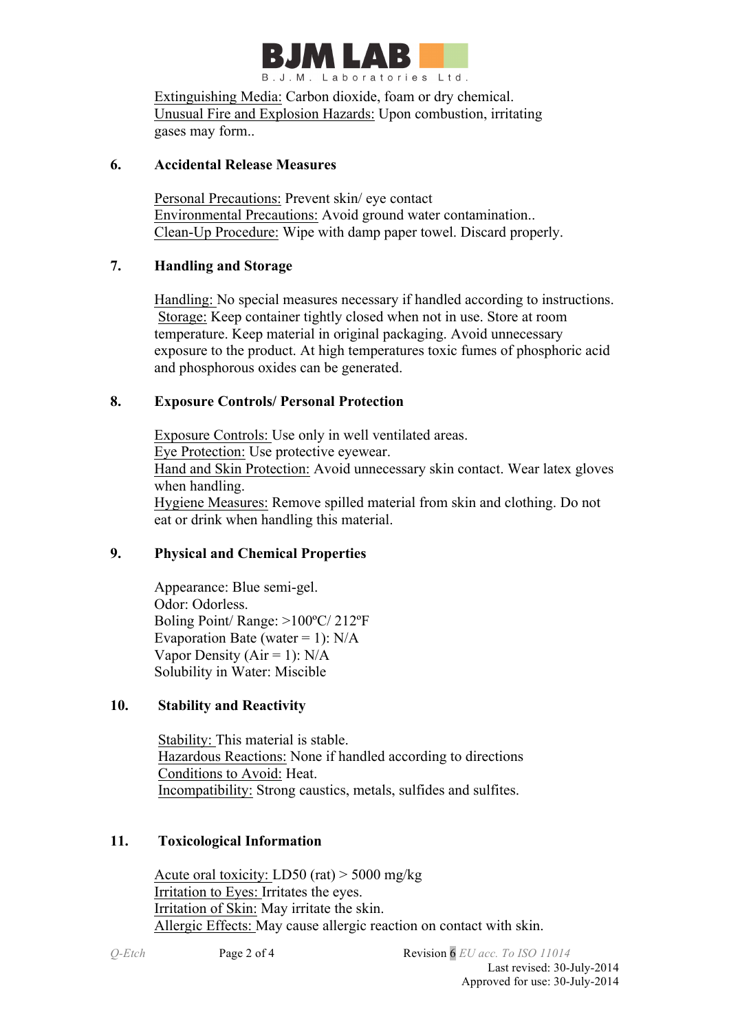Extinguishing Media: Carbon dioxide, foam or dry chemical.
Unusual Fire and Explosion Hazards: Upon combustion, irritating gases may form..

## 6. Accidental Release Measures

Personal Precautions: Prevent skin/ eye contact
Environmental Precautions: Avoid ground water contamination..
Clean-Up Procedure: Wipe with damp paper towel. Discard properly.

## 7. Handling and Storage

Handling: No special measures necessary if handled according to instructions.
Storage: Keep container tightly closed when not in use. Store at room temperature. Keep material in original packaging. Avoid unnecessary exposure to the product. At high temperatures toxic fumes of phosphoric acid and phosphorous oxides can be generated.

## 8. Exposure Controls/ Personal Protection

Exposure Controls: Use only in well ventilated areas.
Eye Protection: Use protective eyewear.
Hand and Skin Protection: Avoid unnecessary skin contact. Wear latex gloves when handling.
Hygiene Measures: Remove spilled material from skin and clothing. Do not eat or drink when handling this material.

## 9. Physical and Chemical Properties

Appearance: Blue semi-gel.
Odor: Odorless.
Boling Point/ Range: >100ºC/ 212ºF
Evaporation Bate (water = 1): N/A
Vapor Density (Air = 1): N/A
Solubility in Water: Miscible

## 10. Stability and Reactivity

Stability: This material is stable.
Hazardous Reactions: None if handled according to directions
Conditions to Avoid: Heat.
Incompatibility: Strong caustics, metals, sulfides and sulfites.

## 11. Toxicological Information

Acute oral toxicity: LD50 (rat) > 5000 mg/kg
Irritation to Eyes: Irritates the eyes.
Irritation of Skin: May irritate the skin.
Allergic Effects: May cause allergic reaction on contact with skin.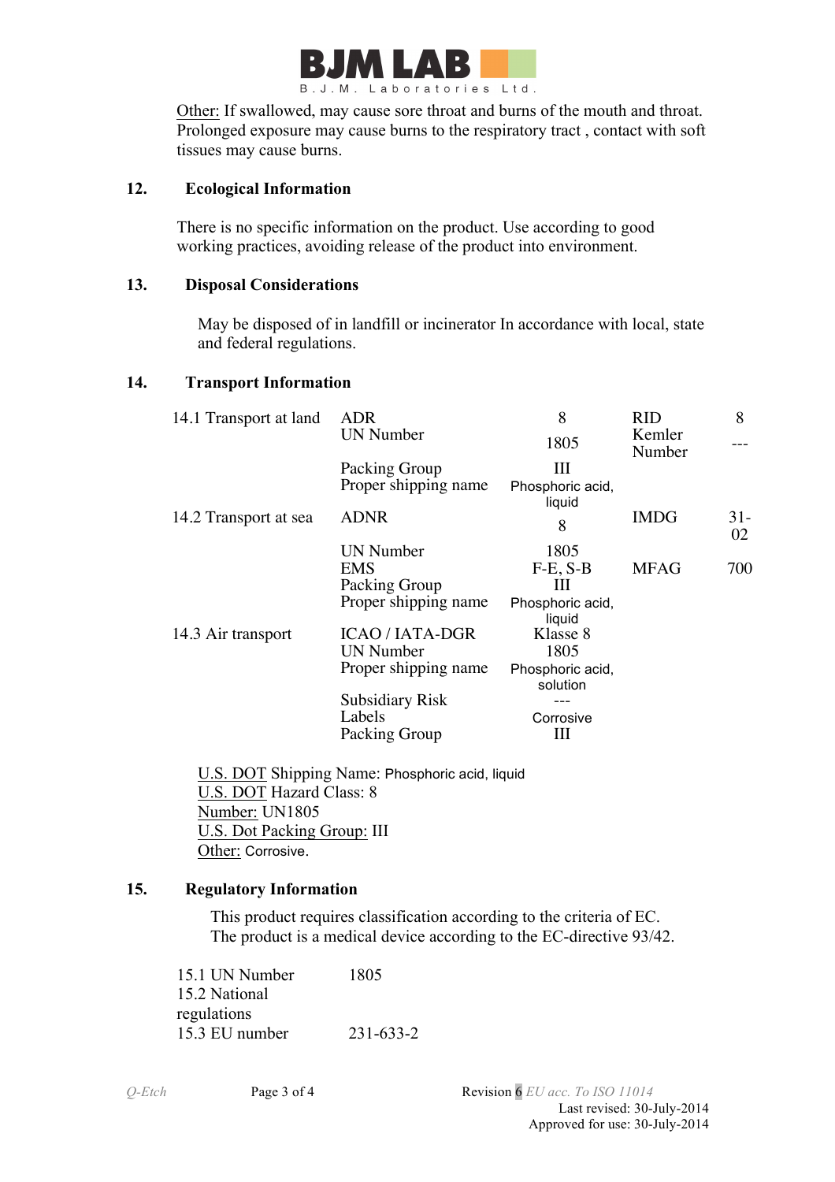Other: If swallowed, may cause sore throat and burns of the mouth and throat. Prolonged exposure may cause burns to the respiratory tract , contact with soft tissues may cause burns.

## 12. Ecological Information

There is no specific information on the product. Use according to good working practices, avoiding release of the product into environment.

## 13. Disposal Considerations

May be disposed of in landfill or incinerator In accordance with local, state and federal regulations.

## 14. Transport Information

| | | | | |
|---|---|---|---|---|
| 14.1 Transport at land | ADR | 8 | RID | 8 |
| | UN Number | 1805 | Kemler Number | --- |
| | Packing Group | III | | |
| | Proper shipping name | Phosphoric acid, liquid | | |
| 14.2 Transport at sea | ADNR | 8 | IMDG | 31-02 |
| | UN Number | 1805 | | |
| | EMS | F-E, S-B | MFAG | 700 |
| | Packing Group | III | | |
| | Proper shipping name | Phosphoric acid, liquid | | |
| 14.3 Air transport | ICAO / IATA-DGR | Klasse 8 | | |
| | UN Number | 1805 | | |
| | Proper shipping name | Phosphoric acid, solution | | |
| | Subsidiary Risk | --- | | |
| | Labels | Corrosive | | |
| | Packing Group | III | | |

U.S. DOT Shipping Name: Phosphoric acid, liquid
U.S. DOT Hazard Class: 8
Number: UN1805
U.S. Dot Packing Group: III
Other: Corrosive.

## 15. Regulatory Information

This product requires classification according to the criteria of EC.
The product is a medical device according to the EC-directive 93/42.

| | |
|---|---|
| 15.1 UN Number | 1805 |
| 15.2 National regulations | |
| 15.3 EU number | 231-633-2 |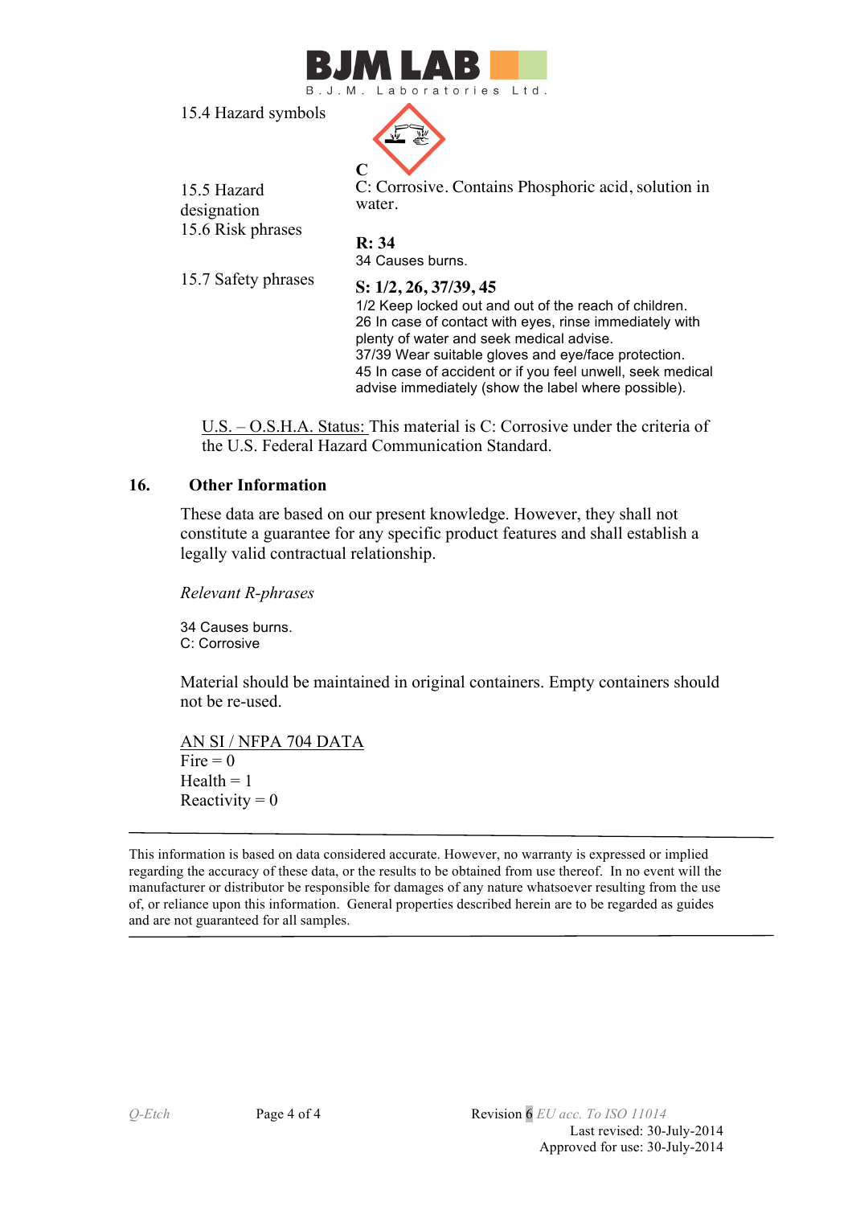15.4 Hazard symbols

C

15.5 Hazard designation

C: Corrosive. Contains Phosphoric acid, solution in water.

15.6 Risk phrases

**R: 34**

34 Causes burns.

15.7 Safety phrases

**S: 1/2, 26, 37/39, 45**

1/2 Keep locked out and out of the reach of children.
26 In case of contact with eyes, rinse immediately with plenty of water and seek medical advise.
37/39 Wear suitable gloves and eye/face protection.
45 In case of accident or if you feel unwell, seek medical advise immediately (show the label where possible).

U.S. – O.S.H.A. Status: This material is C: Corrosive under the criteria of the U.S. Federal Hazard Communication Standard.

## 16. Other Information

These data are based on our present knowledge. However, they shall not constitute a guarantee for any specific product features and shall establish a legally valid contractual relationship.

*Relevant R-phrases*

34 Causes burns.
C: Corrosive

Material should be maintained in original containers. Empty containers should not be re-used.

AN SI / NFPA 704 DATA
Fire = 0
Health = 1
Reactivity = 0

---

This information is based on data considered accurate. However, no warranty is expressed or implied regarding the accuracy of these data, or the results to be obtained from use thereof. In no event will the manufacturer or distributor be responsible for damages of any nature whatsoever resulting from the use of, or reliance upon this information. General properties described herein are to be regarded as guides and are not guaranteed for all samples.

---

Revision 6 *EU acc. To ISO 11014*
Last revised: 30-July-2014
Approved for use: 30-July-2014